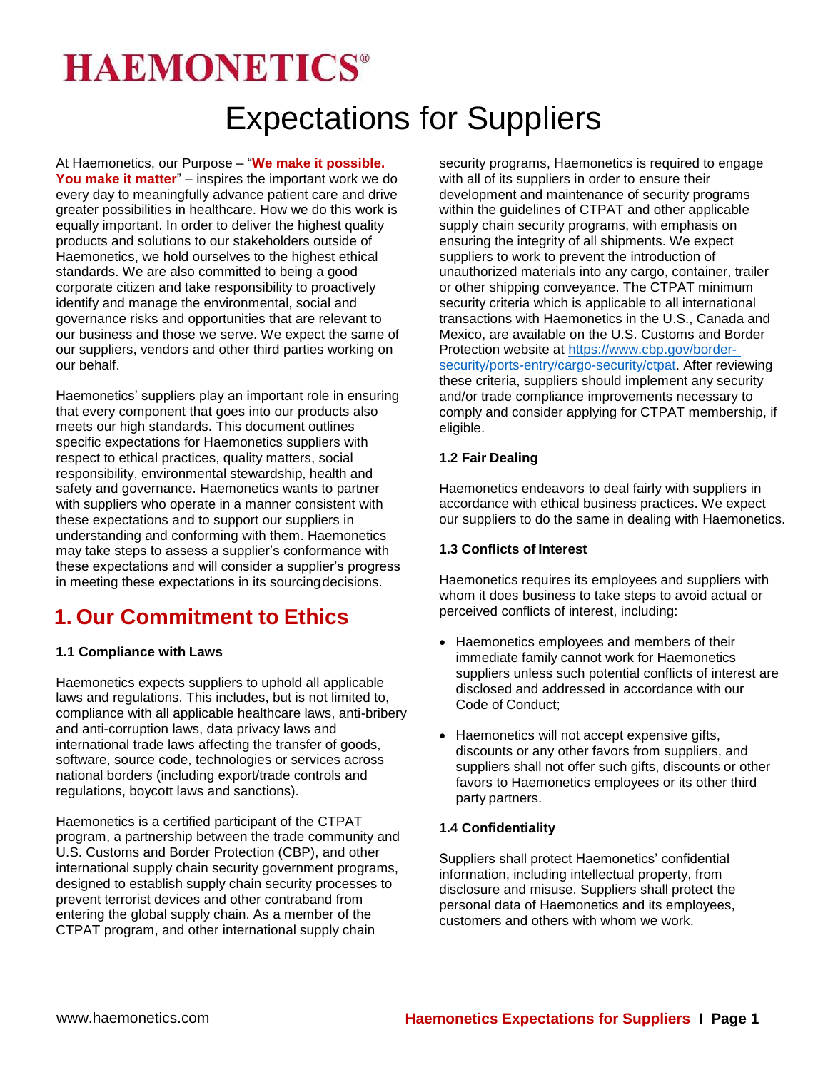# HAEMONETICS®

# Expectations for Suppliers

At Haemonetics, our Purpose – "**We make it possible. You make it matter**" – inspires the important work we do every day to meaningfully advance patient care and drive greater possibilities in healthcare. How we do this work is equally important. In order to deliver the highest quality products and solutions to our stakeholders outside of Haemonetics, we hold ourselves to the highest ethical standards. We are also committed to being a good corporate citizen and take responsibility to proactively identify and manage the environmental, social and governance risks and opportunities that are relevant to our business and those we serve. We expect the same of our suppliers, vendors and other third parties working on our behalf.

Haemonetics' suppliers play an important role in ensuring that every component that goes into our products also meets our high standards. This document outlines specific expectations for Haemonetics suppliers with respect to ethical practices, quality matters, social responsibility, environmental stewardship, health and safety and governance. Haemonetics wants to partner with suppliers who operate in a manner consistent with these expectations and to support our suppliers in understanding and conforming with them. Haemonetics may take steps to assess a supplier's conformance with these expectations and will consider a supplier's progress in meeting these expectations in its sourcing decisions.

## 1. Our Commitment to Ethics

### 1.1 Compliance with Laws

Haemonetics expects suppliers to uphold all applicable laws and regulations. This includes, but is not limited to, compliance with all applicable healthcare laws, anti-bribery and anti-corruption laws, data privacy laws and international trade laws affecting the transfer of goods, software, source code, technologies or services across national borders (including export/trade controls and regulations, boycott laws and sanctions).

Haemonetics is a certified participant of the CTPAT program, a partnership between the trade community and U.S. Customs and Border Protection (CBP), and other international supply chain security government programs, designed to establish supply chain security processes to prevent terrorist devices and other contraband from entering the global supply chain. As a member of the CTPAT program, and other international supply chain security programs, Haemonetics is required to engage with all of its suppliers in order to ensure their development and maintenance of security programs within the guidelines of CTPAT and other applicable supply chain security programs, with emphasis on ensuring the integrity of all shipments. We expect suppliers to work to prevent the introduction of unauthorized materials into any cargo, container, trailer or other shipping conveyance. The CTPAT minimum security criteria which is applicable to all international transactions with Haemonetics in the U.S., Canada and Mexico, are available on the U.S. Customs and Border Protection website at [https://www.cbp.gov/border-security/ports-entry/cargo-security/ctpat](https://www.cbp.gov/border-security/ports-entry/cargo-security/ctpat). After reviewing these criteria, suppliers should implement any security and/or trade compliance improvements necessary to comply and consider applying for CTPAT membership, if eligible.

### 1.2 Fair Dealing

Haemonetics endeavors to deal fairly with suppliers in accordance with ethical business practices. We expect our suppliers to do the same in dealing with Haemonetics.

### 1.3 Conflicts of Interest

Haemonetics requires its employees and suppliers with whom it does business to take steps to avoid actual or perceived conflicts of interest, including:

- Haemonetics employees and members of their immediate family cannot work for Haemonetics suppliers unless such potential conflicts of interest are disclosed and addressed in accordance with our Code of Conduct;
- Haemonetics will not accept expensive gifts, discounts or any other favors from suppliers, and suppliers shall not offer such gifts, discounts or other favors to Haemonetics employees or its other third party partners.

### 1.4 Confidentiality

Suppliers shall protect Haemonetics' confidential information, including intellectual property, from disclosure and misuse. Suppliers shall protect the personal data of Haemonetics and its employees, customers and others with whom we work.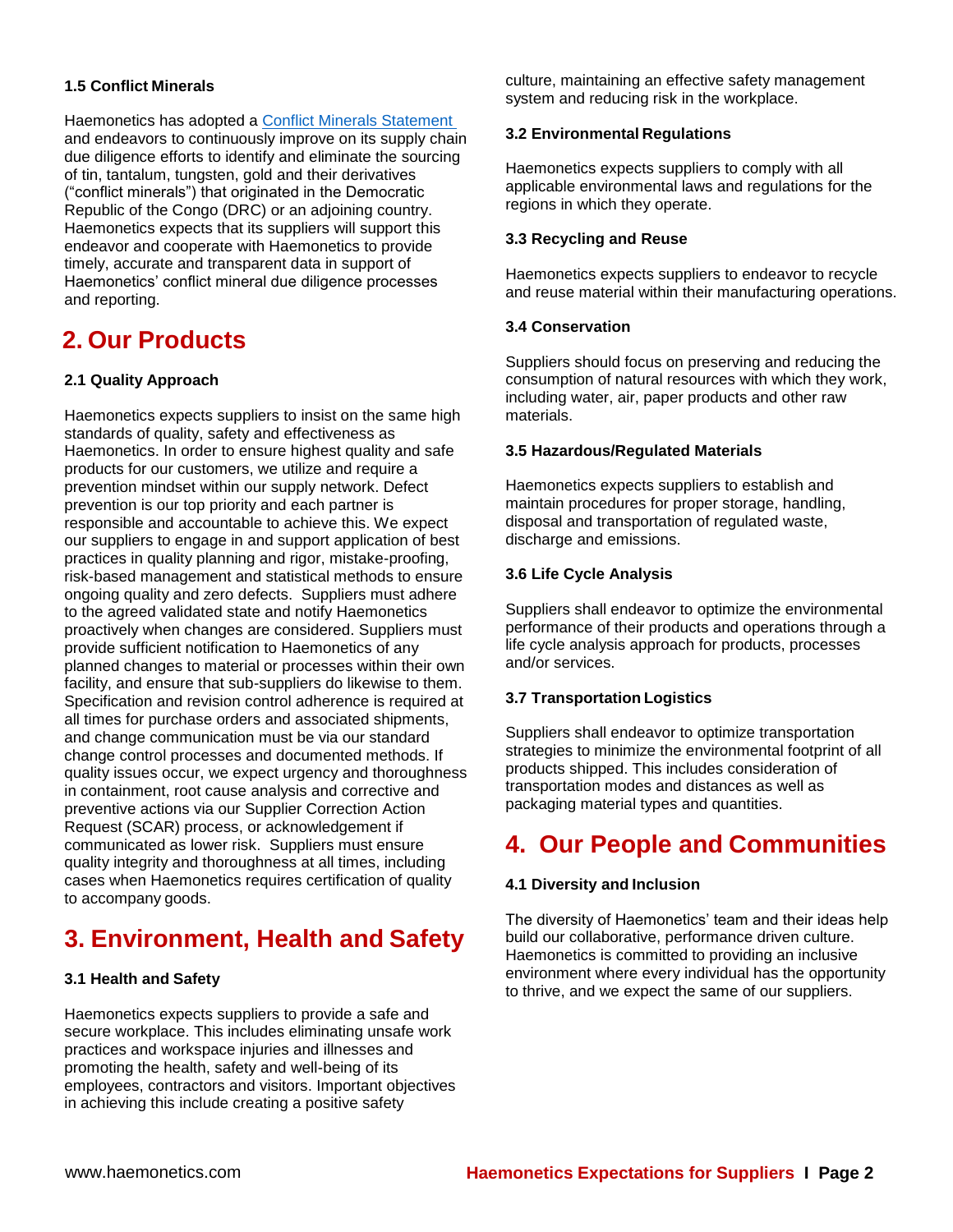### 1.5 Conflict Minerals

Haemonetics has adopted a [Conflict Minerals Statement] and endeavors to continuously improve on its supply chain due diligence efforts to identify and eliminate the sourcing of tin, tantalum, tungsten, gold and their derivatives ("conflict minerals") that originated in the Democratic Republic of the Congo (DRC) or an adjoining country. Haemonetics expects that its suppliers will support this endeavor and cooperate with Haemonetics to provide timely, accurate and transparent data in support of Haemonetics' conflict mineral due diligence processes and reporting.

## 2. Our Products

### 2.1 Quality Approach

Haemonetics expects suppliers to insist on the same high standards of quality, safety and effectiveness as Haemonetics. In order to ensure highest quality and safe products for our customers, we utilize and require a prevention mindset within our supply network. Defect prevention is our top priority and each partner is responsible and accountable to achieve this. We expect our suppliers to engage in and support application of best practices in quality planning and rigor, mistake-proofing, risk-based management and statistical methods to ensure ongoing quality and zero defects. Suppliers must adhere to the agreed validated state and notify Haemonetics proactively when changes are considered. Suppliers must provide sufficient notification to Haemonetics of any planned changes to material or processes within their own facility, and ensure that sub-suppliers do likewise to them. Specification and revision control adherence is required at all times for purchase orders and associated shipments, and change communication must be via our standard change control processes and documented methods. If quality issues occur, we expect urgency and thoroughness in containment, root cause analysis and corrective and preventive actions via our Supplier Correction Action Request (SCAR) process, or acknowledgement if communicated as lower risk. Suppliers must ensure quality integrity and thoroughness at all times, including cases when Haemonetics requires certification of quality to accompany goods.

## 3. Environment, Health and Safety

### 3.1 Health and Safety

Haemonetics expects suppliers to provide a safe and secure workplace. This includes eliminating unsafe work practices and workspace injuries and illnesses and promoting the health, safety and well-being of its employees, contractors and visitors. Important objectives in achieving this include creating a positive safety culture, maintaining an effective safety management system and reducing risk in the workplace.

### 3.2 Environmental Regulations

Haemonetics expects suppliers to comply with all applicable environmental laws and regulations for the regions in which they operate.

### 3.3 Recycling and Reuse

Haemonetics expects suppliers to endeavor to recycle and reuse material within their manufacturing operations.

### 3.4 Conservation

Suppliers should focus on preserving and reducing the consumption of natural resources with which they work, including water, air, paper products and other raw materials.

### 3.5 Hazardous/Regulated Materials

Haemonetics expects suppliers to establish and maintain procedures for proper storage, handling, disposal and transportation of regulated waste, discharge and emissions.

### 3.6 Life Cycle Analysis

Suppliers shall endeavor to optimize the environmental performance of their products and operations through a life cycle analysis approach for products, processes and/or services.

### 3.7 Transportation Logistics

Suppliers shall endeavor to optimize transportation strategies to minimize the environmental footprint of all products shipped. This includes consideration of transportation modes and distances as well as packaging material types and quantities.

## 4. Our People and Communities

### 4.1 Diversity and Inclusion

The diversity of Haemonetics' team and their ideas help build our collaborative, performance driven culture. Haemonetics is committed to providing an inclusive environment where every individual has the opportunity to thrive, and we expect the same of our suppliers.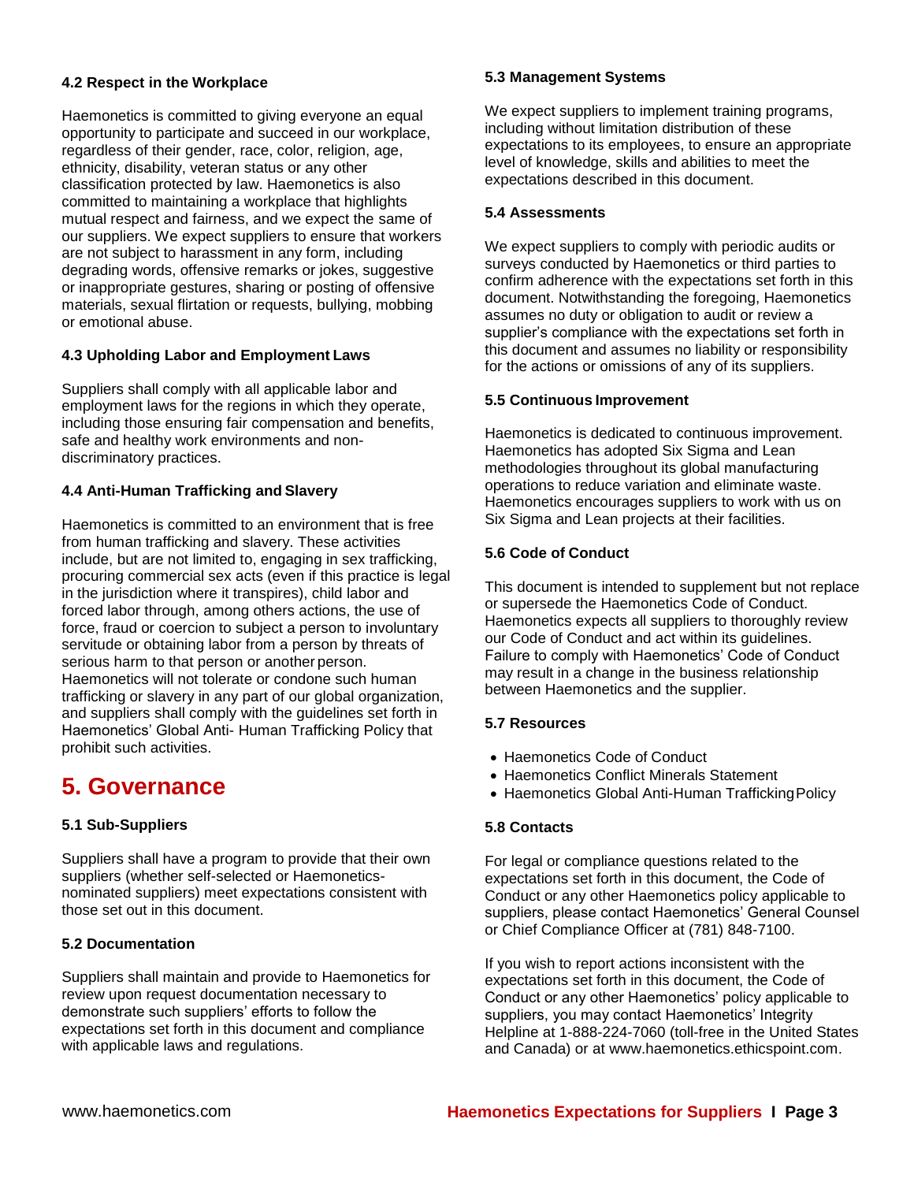### 4.2 Respect in the Workplace

Haemonetics is committed to giving everyone an equal opportunity to participate and succeed in our workplace, regardless of their gender, race, color, religion, age, ethnicity, disability, veteran status or any other classification protected by law. Haemonetics is also committed to maintaining a workplace that highlights mutual respect and fairness, and we expect the same of our suppliers. We expect suppliers to ensure that workers are not subject to harassment in any form, including degrading words, offensive remarks or jokes, suggestive or inappropriate gestures, sharing or posting of offensive materials, sexual flirtation or requests, bullying, mobbing or emotional abuse.

### 4.3 Upholding Labor and Employment Laws

Suppliers shall comply with all applicable labor and employment laws for the regions in which they operate, including those ensuring fair compensation and benefits, safe and healthy work environments and non-discriminatory practices.

### 4.4 Anti-Human Trafficking and Slavery

Haemonetics is committed to an environment that is free from human trafficking and slavery. These activities include, but are not limited to, engaging in sex trafficking, procuring commercial sex acts (even if this practice is legal in the jurisdiction where it transpires), child labor and forced labor through, among others actions, the use of force, fraud or coercion to subject a person to involuntary servitude or obtaining labor from a person by threats of serious harm to that person or another person. Haemonetics will not tolerate or condone such human trafficking or slavery in any part of our global organization, and suppliers shall comply with the guidelines set forth in Haemonetics' Global Anti- Human Trafficking Policy that prohibit such activities.

## 5. Governance

### 5.1 Sub-Suppliers

Suppliers shall have a program to provide that their own suppliers (whether self-selected or Haemonetics-nominated suppliers) meet expectations consistent with those set out in this document.

### 5.2 Documentation

Suppliers shall maintain and provide to Haemonetics for review upon request documentation necessary to demonstrate such suppliers' efforts to follow the expectations set forth in this document and compliance with applicable laws and regulations.

### 5.3 Management Systems

We expect suppliers to implement training programs, including without limitation distribution of these expectations to its employees, to ensure an appropriate level of knowledge, skills and abilities to meet the expectations described in this document.

### 5.4 Assessments

We expect suppliers to comply with periodic audits or surveys conducted by Haemonetics or third parties to confirm adherence with the expectations set forth in this document. Notwithstanding the foregoing, Haemonetics assumes no duty or obligation to audit or review a supplier's compliance with the expectations set forth in this document and assumes no liability or responsibility for the actions or omissions of any of its suppliers.

### 5.5 Continuous Improvement

Haemonetics is dedicated to continuous improvement. Haemonetics has adopted Six Sigma and Lean methodologies throughout its global manufacturing operations to reduce variation and eliminate waste. Haemonetics encourages suppliers to work with us on Six Sigma and Lean projects at their facilities.

### 5.6 Code of Conduct

This document is intended to supplement but not replace or supersede the Haemonetics Code of Conduct. Haemonetics expects all suppliers to thoroughly review our Code of Conduct and act within its guidelines. Failure to comply with Haemonetics' Code of Conduct may result in a change in the business relationship between Haemonetics and the supplier.

### 5.7 Resources

- Haemonetics Code of Conduct
- Haemonetics Conflict Minerals Statement
- Haemonetics Global Anti-Human Trafficking Policy

### 5.8 Contacts

For legal or compliance questions related to the expectations set forth in this document, the Code of Conduct or any other Haemonetics policy applicable to suppliers, please contact Haemonetics' General Counsel or Chief Compliance Officer at (781) 848-7100.

If you wish to report actions inconsistent with the expectations set forth in this document, the Code of Conduct or any other Haemonetics' policy applicable to suppliers, you may contact Haemonetics' Integrity Helpline at 1-888-224-7060 (toll-free in the United States and Canada) or at www.haemonetics.ethicspoint.com.